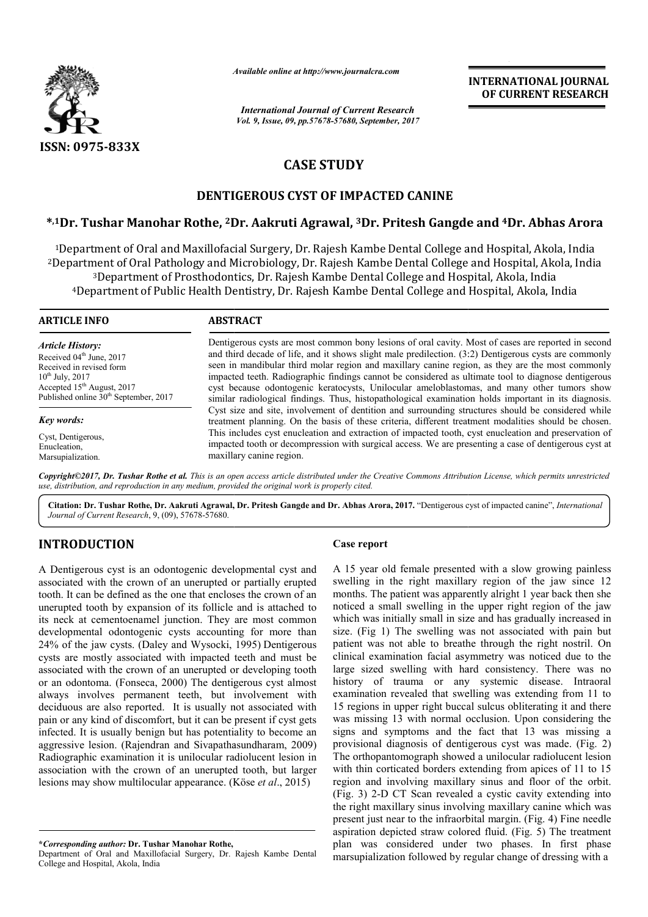ISSN: 0975-833X

*Available online at http://www.journalcra.com*

*International Journal of Current Research*
*Vol. 9, Issue, 09, pp.57678-57680, September, 2017*

**INTERNATIONAL JOURNAL OF CURRENT RESEARCH**

# CASE STUDY

## DENTIGEROUS CYST OF IMPACTED CANINE

**\*,[1]Dr. Tushar Manohar Rothe, [2]Dr. Aakruti Agrawal, [3]Dr. Pritesh Gangde and [4]Dr. Abhas Arora**

[1]Department of Oral and Maxillofacial Surgery, Dr. Rajesh Kambe Dental College and Hospital, Akola, India
[2]Department of Oral Pathology and Microbiology, Dr. Rajesh Kambe Dental College and Hospital, Akola, India
[3]Department of Prosthodontics, Dr. Rajesh Kambe Dental College and Hospital, Akola, India
[4]Department of Public Health Dentistry, Dr. Rajesh Kambe Dental College and Hospital, Akola, India

**ARTICLE INFO**

*Article History:*
Received 04th June, 2017
Received in revised form
10th July, 2017
Accepted 15th August, 2017
Published online 30th September, 2017

*Key words:*
Cyst, Dentigerous,
Enucleation,
Marsupialization.

**ABSTRACT**

Dentigerous cysts are most common bony lesions of oral cavity. Most of cases are reported in second and third decade of life, and it shows slight male predilection. (3:2) Dentigerous cysts are commonly seen in mandibular third molar region and maxillary canine region, as they are the most commonly impacted teeth. Radiographic findings cannot be considered as ultimate tool to diagnose dentigerous cyst because odontogenic keratocysts, Unilocular ameloblastomas, and many other tumors show similar radiological findings. Thus, histopathological examination holds important in its diagnosis. Cyst size and site, involvement of dentition and surrounding structures should be considered while treatment planning. On the basis of these criteria, different treatment modalities should be chosen. This includes cyst enucleation and extraction of impacted tooth, cyst enucleation and preservation of impacted tooth or decompression with surgical access. We are presenting a case of dentigerous cyst at maxillary canine region.

*Copyright©2017, Dr. Tushar Rothe et al. This is an open access article distributed under the Creative Commons Attribution License, which permits unrestricted use, distribution, and reproduction in any medium, provided the original work is properly cited.*

**Citation: Dr. Tushar Rothe, Dr. Aakruti Agrawal, Dr. Pritesh Gangde and Dr. Abhas Arora, 2017.** "Dentigerous cyst of impacted canine", *International Journal of Current Research*, 9, (09), 57678-57680.

## INTRODUCTION

A Dentigerous cyst is an odontogenic developmental cyst and associated with the crown of an unerupted or partially erupted tooth. It can be defined as the one that encloses the crown of an unerupted tooth by expansion of its follicle and is attached to its neck at cementoenamel junction. They are most common developmental odontogenic cysts accounting for more than 24% of the jaw cysts. (Daley and Wysocki, 1995) Dentigerous cysts are mostly associated with impacted teeth and must be associated with the crown of an unerupted or developing tooth or an odontoma. (Fonseca, 2000) The dentigerous cyst almost always involves permanent teeth, but involvement with deciduous are also reported. It is usually not associated with pain or any kind of discomfort, but it can be present if cyst gets infected. It is usually benign but has potentiality to become an aggressive lesion. (Rajendran and Sivapathasundharam, 2009) Radiographic examination it is unilocular radiolucent lesion in association with the crown of an unerupted tooth, but larger lesions may show multilocular appearance. (Köse *et al*., 2015)

**Case report**

A 15 year old female presented with a slow growing painless swelling in the right maxillary region of the jaw since 12 months. The patient was apparently alright 1 year back then she noticed a small swelling in the upper right region of the jaw which was initially small in size and has gradually increased in size. (Fig 1) The swelling was not associated with pain but patient was not able to breathe through the right nostril. On clinical examination facial asymmetry was noticed due to the large sized swelling with hard consistency. There was no history of trauma or any systemic disease. Intraoral examination revealed that swelling was extending from 11 to 15 regions in upper right buccal sulcus obliterating it and there was missing 13 with normal occlusion. Upon considering the signs and symptoms and the fact that 13 was missing a provisional diagnosis of dentigerous cyst was made. (Fig. 2) The orthopantomograph showed a unilocular radiolucent lesion with thin corticated borders extending from apices of 11 to 15 region and involving maxillary sinus and floor of the orbit. (Fig. 3) 2-D CT Scan revealed a cystic cavity extending into the right maxillary sinus involving maxillary canine which was present just near to the infraorbital margin. (Fig. 4) Fine needle aspiration depicted straw colored fluid. (Fig. 5) The treatment plan was considered under two phases. In first phase marsupialization followed by regular change of dressing with a

**\*Corresponding author: Dr. Tushar Manohar Rothe,**
Department of Oral and Maxillofacial Surgery, Dr. Rajesh Kambe Dental College and Hospital, Akola, India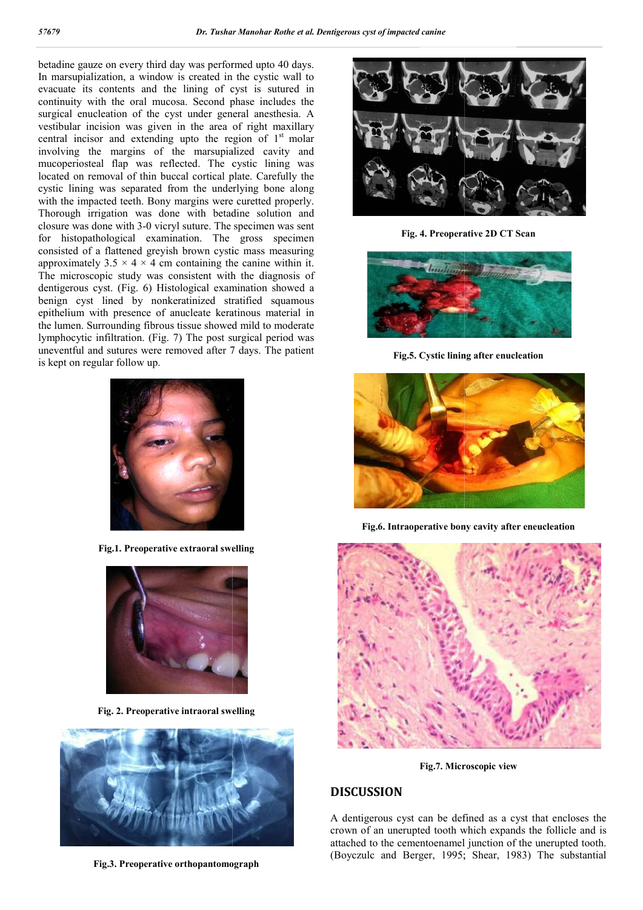betadine gauze on every third day was performed upto 40 days. In marsupialization, a window is created in the cystic wall to evacuate its contents and the lining of cyst is sutured in continuity with the oral mucosa. Second phase includes the surgical enucleation of the cyst under general anesthesia. A vestibular incision was given in the area of right maxillary central incisor and extending upto the region of 1[st] molar involving the margins of the marsupialized cavity and mucoperiosteal flap was reflected. The cystic lining was located on removal of thin buccal cortical plate. Carefully the cystic lining was separated from the underlying bone along with the impacted teeth. Bony margins were curetted properly. Thorough irrigation was done with betadine solution and closure was done with 3-0 vicryl suture. The specimen was sent for histopathological examination. The gross specimen consisted of a flattened greyish brown cystic mass measuring approximately 3.5 × 4 × 4 cm containing the canine within it. The microscopic study was consistent with the diagnosis of dentigerous cyst. (Fig. 6) Histological examination showed a benign cyst lined by nonkeratinized stratified squamous epithelium with presence of anucleate keratinous material in the lumen. Surrounding fibrous tissue showed mild to moderate lymphocytic infiltration. (Fig. 7) The post surgical period was uneventful and sutures were removed after 7 days. The patient is kept on regular follow up.

**Fig.1. Preoperative extraoral swelling**

**Fig. 2. Preoperative intraoral swelling**

**Fig.3. Preoperative orthopantomograph**

**Fig. 4. Preoperative 2D CT Scan**

**Fig.5. Cystic lining after enucleation**

**Fig.6. Intraoperative bony cavity after eneucleation**

**Fig.7. Microscopic view**

## DISCUSSION

A dentigerous cyst can be defined as a cyst that encloses the crown of an unerupted tooth which expands the follicle and is attached to the cementoenamel junction of the unerupted tooth. (Boyczulc and Berger, 1995; Shear, 1983) The substantial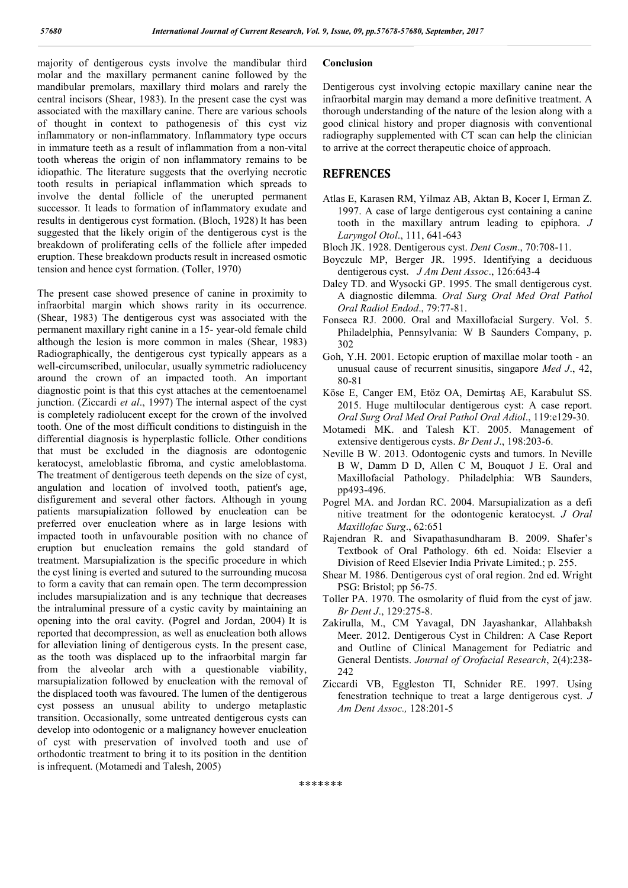majority of dentigerous cysts involve the mandibular third molar and the maxillary permanent canine followed by the mandibular premolars, maxillary third molars and rarely the central incisors (Shear, 1983). In the present case the cyst was associated with the maxillary canine. There are various schools of thought in context to pathogenesis of this cyst viz inflammatory or non-inflammatory. Inflammatory type occurs in immature teeth as a result of inflammation from a non-vital tooth whereas the origin of non inflammatory remains to be idiopathic. The literature suggests that the overlying necrotic tooth results in periapical inflammation which spreads to involve the dental follicle of the unerupted permanent successor. It leads to formation of inflammatory exudate and results in dentigerous cyst formation. (Bloch, 1928) It has been suggested that the likely origin of the dentigerous cyst is the breakdown of proliferating cells of the follicle after impeded eruption. These breakdown products result in increased osmotic tension and hence cyst formation. (Toller, 1970)

The present case showed presence of canine in proximity to infraorbital margin which shows rarity in its occurrence. (Shear, 1983) The dentigerous cyst was associated with the permanent maxillary right canine in a 15- year-old female child although the lesion is more common in males (Shear, 1983) Radiographically, the dentigerous cyst typically appears as a well-circumscribed, unilocular, usually symmetric radiolucency around the crown of an impacted tooth. An important diagnostic point is that this cyst attaches at the cementoenamel junction. (Ziccardi *et al*., 1997) The internal aspect of the cyst is completely radiolucent except for the crown of the involved tooth. One of the most difficult conditions to distinguish in the differential diagnosis is hyperplastic follicle. Other conditions that must be excluded in the diagnosis are odontogenic keratocyst, ameloblastic fibroma, and cystic ameloblastoma. The treatment of dentigerous teeth depends on the size of cyst, angulation and location of involved tooth, patient's age, disfigurement and several other factors. Although in young patients marsupialization followed by enucleation can be preferred over enucleation where as in large lesions with impacted tooth in unfavourable position with no chance of eruption but enucleation remains the gold standard of treatment. Marsupialization is the specific procedure in which the cyst lining is everted and sutured to the surrounding mucosa to form a cavity that can remain open. The term decompression includes marsupialization and is any technique that decreases the intraluminal pressure of a cystic cavity by maintaining an opening into the oral cavity. (Pogrel and Jordan, 2004) It is reported that decompression, as well as enucleation both allows for alleviation lining of dentigerous cysts. In the present case, as the tooth was displaced up to the infraorbital margin far from the alveolar arch with a questionable viability, marsupialization followed by enucleation with the removal of the displaced tooth was favoured. The lumen of the dentigerous cyst possess an unusual ability to undergo metaplastic transition. Occasionally, some untreated dentigerous cysts can develop into odontogenic or a malignancy however enucleation of cyst with preservation of involved tooth and use of orthodontic treatment to bring it to its position in the dentition is infrequent. (Motamedi and Talesh, 2005)

## Conclusion

Dentigerous cyst involving ectopic maxillary canine near the infraorbital margin may demand a more definitive treatment. A thorough understanding of the nature of the lesion along with a good clinical history and proper diagnosis with conventional radiography supplemented with CT scan can help the clinician to arrive at the correct therapeutic choice of approach.

## REFRENCES

- Atlas E, Karasen RM, Yilmaz AB, Aktan B, Kocer I, Erman Z. 1997. A case of large dentigerous cyst containing a canine tooth in the maxillary antrum leading to epiphora. *J Laryngol Otol*., 111, 641-643
- Bloch JK. 1928. Dentigerous cyst. *Dent Cosm*., 70:708-11.
- Boyczulc MP, Berger JR. 1995. Identifying a deciduous dentigerous cyst. *J Am Dent Assoc*., 126:643-4
- Daley TD. and Wysocki GP. 1995. The small dentigerous cyst. A diagnostic dilemma. *Oral Surg Oral Med Oral Pathol Oral Radiol Endod*., 79:77-81.
- Fonseca RJ. 2000. Oral and Maxillofacial Surgery. Vol. 5. Philadelphia, Pennsylvania: W B Saunders Company, p. 302
- Goh, Y.H. 2001. Ectopic eruption of maxillae molar tooth - an unusual cause of recurrent sinusitis, singapore *Med J*., 42, 80-81
- Köse E, Canger EM, Etöz OA, Demirtaş AE, Karabulut SS. 2015. Huge multilocular dentigerous cyst: A case report. *Oral Surg Oral Med Oral Pathol Oral Adiol*., 119:e129-30.
- Motamedi MK. and Talesh KT. 2005. Management of extensive dentigerous cysts. *Br Dent J*., 198:203-6.
- Neville B W. 2013. Odontogenic cysts and tumors. In Neville B W, Damm D D, Allen C M, Bouquot J E. Oral and Maxillofacial Pathology. Philadelphia: WB Saunders, pp493-496.
- Pogrel MA. and Jordan RC. 2004. Marsupialization as a defi nitive treatment for the odontogenic keratocyst. *J Oral Maxillofac Surg*., 62:651
- Rajendran R. and Sivapathasundharam B. 2009. Shafer's Textbook of Oral Pathology. 6th ed. Noida: Elsevier a Division of Reed Elsevier India Private Limited.; p. 255.
- Shear M. 1986. Dentigerous cyst of oral region. 2nd ed. Wright PSG: Bristol; pp 56-75.
- Toller PA. 1970. The osmolarity of fluid from the cyst of jaw. *Br Dent J*., 129:275-8.
- Zakirulla, M., CM Yavagal, DN Jayashankar, Allahbaksh Meer. 2012. Dentigerous Cyst in Children: A Case Report and Outline of Clinical Management for Pediatric and General Dentists. *Journal of Orofacial Research*, 2(4):238-242
- Ziccardi VB, Eggleston TI, Schnider RE. 1997. Using fenestration technique to treat a large dentigerous cyst. *J Am Dent Assoc.,* 128:201-5

*******